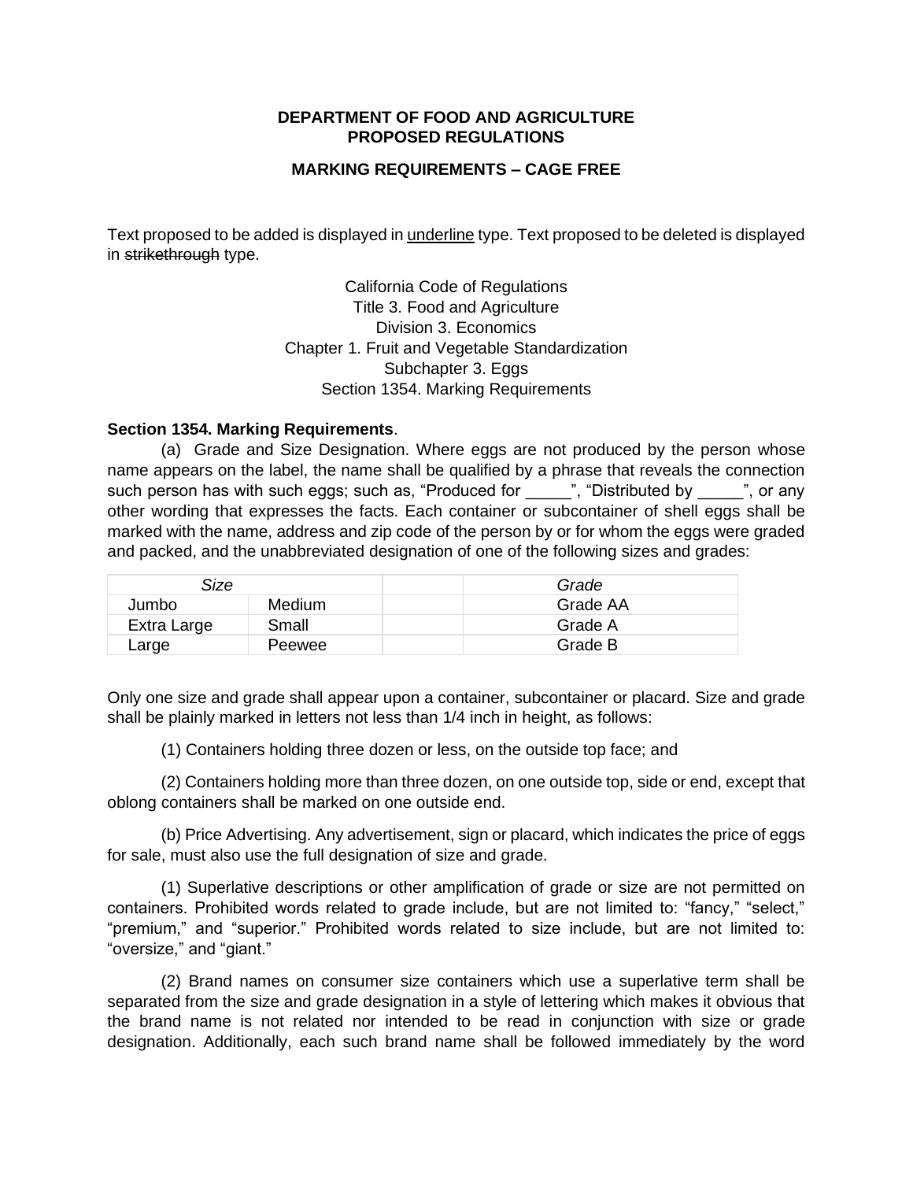**DEPARTMENT OF FOOD AND AGRICULTURE**
**PROPOSED REGULATIONS**

**MARKING REQUIREMENTS – CAGE FREE**

Text proposed to be added is displayed in <u>underline</u> type. Text proposed to be deleted is displayed in ~~strikethrough~~ type.

California Code of Regulations
Title 3. Food and Agriculture
Division 3. Economics
Chapter 1. Fruit and Vegetable Standardization
Subchapter 3. Eggs
Section 1354. Marking Requirements

**Section 1354. Marking Requirements**.

(a) Grade and Size Designation. Where eggs are not produced by the person whose name appears on the label, the name shall be qualified by a phrase that reveals the connection such person has with such eggs; such as, "Produced for _____", "Distributed by _____", or any other wording that expresses the facts. Each container or subcontainer of shell eggs shall be marked with the name, address and zip code of the person by or for whom the eggs were graded and packed, and the unabbreviated designation of one of the following sizes and grades:

| *Size* | | | *Grade* |
|---|---|---|---|
| Jumbo | Medium | | Grade AA |
| Extra Large | Small | | Grade A |
| Large | Peewee | | Grade B |

Only one size and grade shall appear upon a container, subcontainer or placard. Size and grade shall be plainly marked in letters not less than 1/4 inch in height, as follows:

(1) Containers holding three dozen or less, on the outside top face; and

(2) Containers holding more than three dozen, on one outside top, side or end, except that oblong containers shall be marked on one outside end.

(b) Price Advertising. Any advertisement, sign or placard, which indicates the price of eggs for sale, must also use the full designation of size and grade.

(1) Superlative descriptions or other amplification of grade or size are not permitted on containers. Prohibited words related to grade include, but are not limited to: "fancy," "select," "premium," and "superior." Prohibited words related to size include, but are not limited to: "oversize," and "giant."

(2) Brand names on consumer size containers which use a superlative term shall be separated from the size and grade designation in a style of lettering which makes it obvious that the brand name is not related nor intended to be read in conjunction with size or grade designation. Additionally, each such brand name shall be followed immediately by the word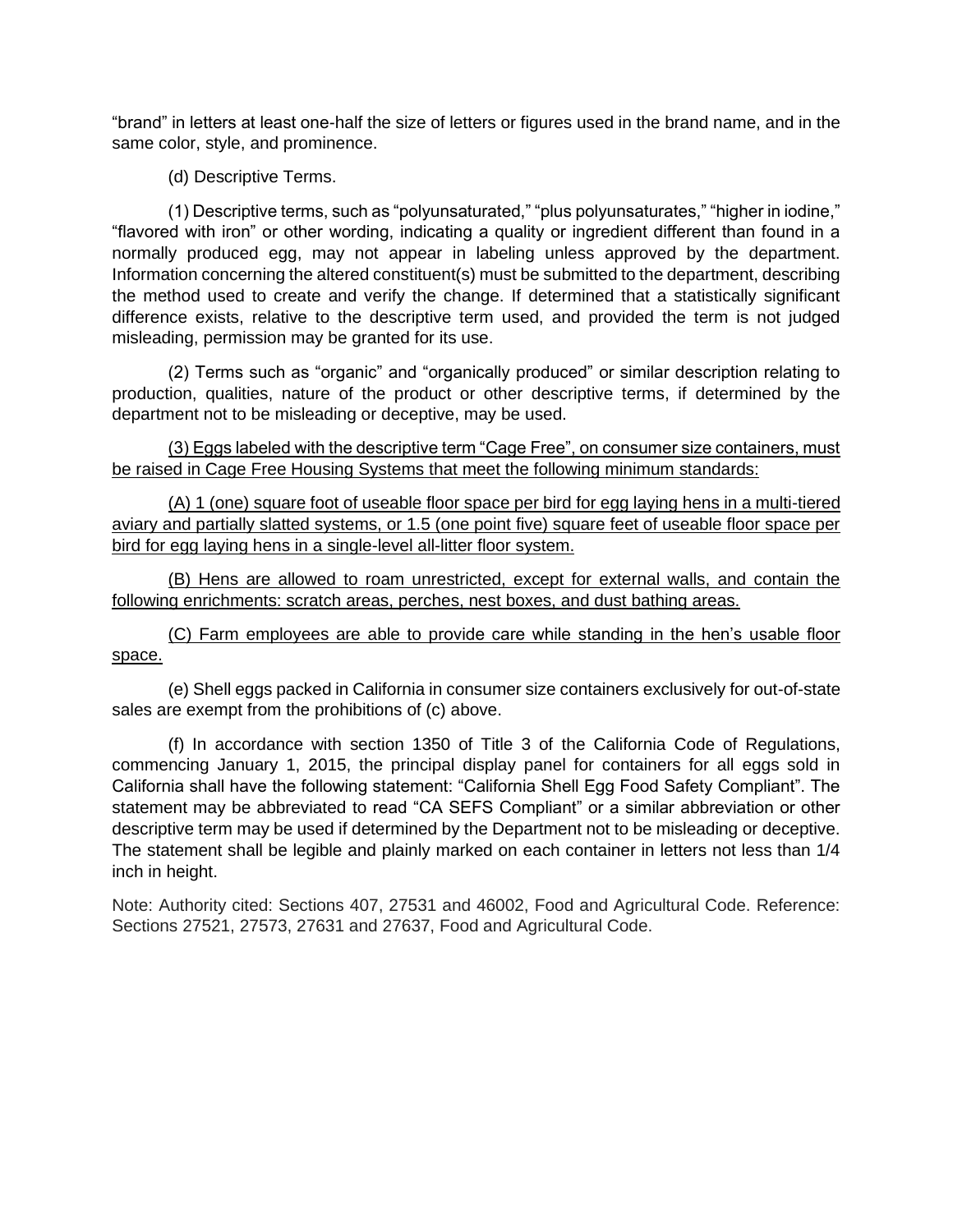"brand" in letters at least one-half the size of letters or figures used in the brand name, and in the same color, style, and prominence.

(d) Descriptive Terms.

(1) Descriptive terms, such as "polyunsaturated," "plus polyunsaturates," "higher in iodine," "flavored with iron" or other wording, indicating a quality or ingredient different than found in a normally produced egg, may not appear in labeling unless approved by the department. Information concerning the altered constituent(s) must be submitted to the department, describing the method used to create and verify the change. If determined that a statistically significant difference exists, relative to the descriptive term used, and provided the term is not judged misleading, permission may be granted for its use.

(2) Terms such as "organic" and "organically produced" or similar description relating to production, qualities, nature of the product or other descriptive terms, if determined by the department not to be misleading or deceptive, may be used.

<u>(3) Eggs labeled with the descriptive term "Cage Free", on consumer size containers, must be raised in Cage Free Housing Systems that meet the following minimum standards:</u>

<u>(A) 1 (one) square foot of useable floor space per bird for egg laying hens in a multi-tiered aviary and partially slatted systems, or 1.5 (one point five) square feet of useable floor space per bird for egg laying hens in a single-level all-litter floor system.</u>

<u>(B) Hens are allowed to roam unrestricted, except for external walls, and contain the following enrichments: scratch areas, perches, nest boxes, and dust bathing areas.</u>

<u>(C) Farm employees are able to provide care while standing in the hen's usable floor space.</u>

(e) Shell eggs packed in California in consumer size containers exclusively for out-of-state sales are exempt from the prohibitions of (c) above.

(f) In accordance with section 1350 of Title 3 of the California Code of Regulations, commencing January 1, 2015, the principal display panel for containers for all eggs sold in California shall have the following statement: "California Shell Egg Food Safety Compliant". The statement may be abbreviated to read "CA SEFS Compliant" or a similar abbreviation or other descriptive term may be used if determined by the Department not to be misleading or deceptive. The statement shall be legible and plainly marked on each container in letters not less than 1/4 inch in height.

Note: Authority cited: Sections 407, 27531 and 46002, Food and Agricultural Code. Reference: Sections 27521, 27573, 27631 and 27637, Food and Agricultural Code.